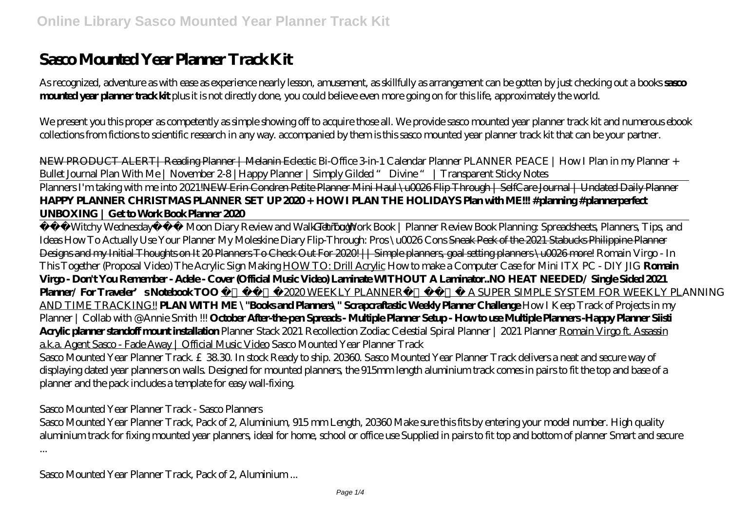# Sasco Mounted Year Planner Track Kit

As recognized, adventure as with ease as experience nearly lesson, amusement, as skillfully as arrangement can be gotten by just checking out a books **sasco mounted year planner track kit** plus it is not directly done, you could believe even more going on for this life, approximately the world.

We present you this proper as competently as simple showing off to acquire those all. We provide sasco mounted year planner track kit and numerous ebook collections from fictions to scientific research in any way. accompanied by them is this sasco mounted year planner track kit that can be your partner.

~~NEW PRODUCT ALERT| Reading Planner | Melanin Eclectic~~ *Bi-Office 3-in-1 Calendar Planner PLANNER PEACE | How I Plan in my Planner + Bullet Journal Plan With Me | November 2-8 |Happy Planner | Simply Gilded " Divine " | Transparent Sticky Notes*

Planners I'm taking with me into 2021!~~NEW Erin Condren Petite Planner Mini Haul \u0026 Flip Through | SelfCare Journal | Undated Daily Planner~~ **HAPPY PLANNER CHRISTMAS PLANNER SET UP 2020 + HOW I PLAN THE HOLIDAYS Plan with ME!!! #planning #plannerperfect UNBOXING | Get to Work Book Planner 2020**

Witchy Wednesday Moon Diary Review and Walk-Through *Get To Work Book | Planner Review Book Planning: Spreadsheets, Planners, Tips, and Ideas How To Actually Use Your Planner My Moleskine Diary Flip-Through: Pros \u0026 Cons* ~~Sneak Peek of the 2021 Stabucks Philippine Planner Designs and my Initial Thoughts on It~~ ~~20 Planners To Check Out For 2020! || Simple planners, goal setting planners \u0026 more!~~ *Romain Virgo - In This Together (Proposal Video) The Acrylic Sign Making* HOW TO: Drill Acrylic *How to make a Computer Case for Mini ITX PC - DIY JIG* **Romain Virgo - Don't You Remember - Adele - Cover (Official Music Video) Laminate WITHOUT A Laminator..NO HEAT NEEDED/ Single Sided 2021 Planner/ For Traveler's Notebook TOO** 2020 WEEKLY PLANNER A SUPER SIMPLE SYSTEM FOR WEEKLY PLANNING AND TIME TRACKING!! **PLAN WITH ME \"Books and Planners\" Scrapcraftastic Weekly Planner Challenge** *How I Keep Track of Projects in my Planner | Collab with @Annie Smith !!!* **October After-the-pen Spreads - Multiple Planner Setup - How to use Multiple Planners -Happy Planner Siisti Acrylic planner standoff mount installation** *Planner Stack 2021 Recollection Zodiac Celestial Spiral Planner | 2021 Planner* Romain Virgo ft. Assassin a.k.a. Agent Sasco - Fade Away | Official Music Video *Sasco Mounted Year Planner Track*

Sasco Mounted Year Planner Track. £38.30. In stock Ready to ship. 20360. Sasco Mounted Year Planner Track delivers a neat and secure way of displaying dated year planners on walls. Designed for mounted planners, the 915mm length aluminium track comes in pairs to fit the top and base of a planner and the pack includes a template for easy wall-fixing.

*Sasco Mounted Year Planner Track - Sasco Planners*

Sasco Mounted Year Planner Track, Pack of 2, Aluminium, 915 mm Length, 20360 Make sure this fits by entering your model number. High quality aluminium track for fixing mounted year planners, ideal for home, school or office use Supplied in pairs to fit top and bottom of planner Smart and secure ...

*Sasco Mounted Year Planner Track, Pack of 2, Aluminium ...*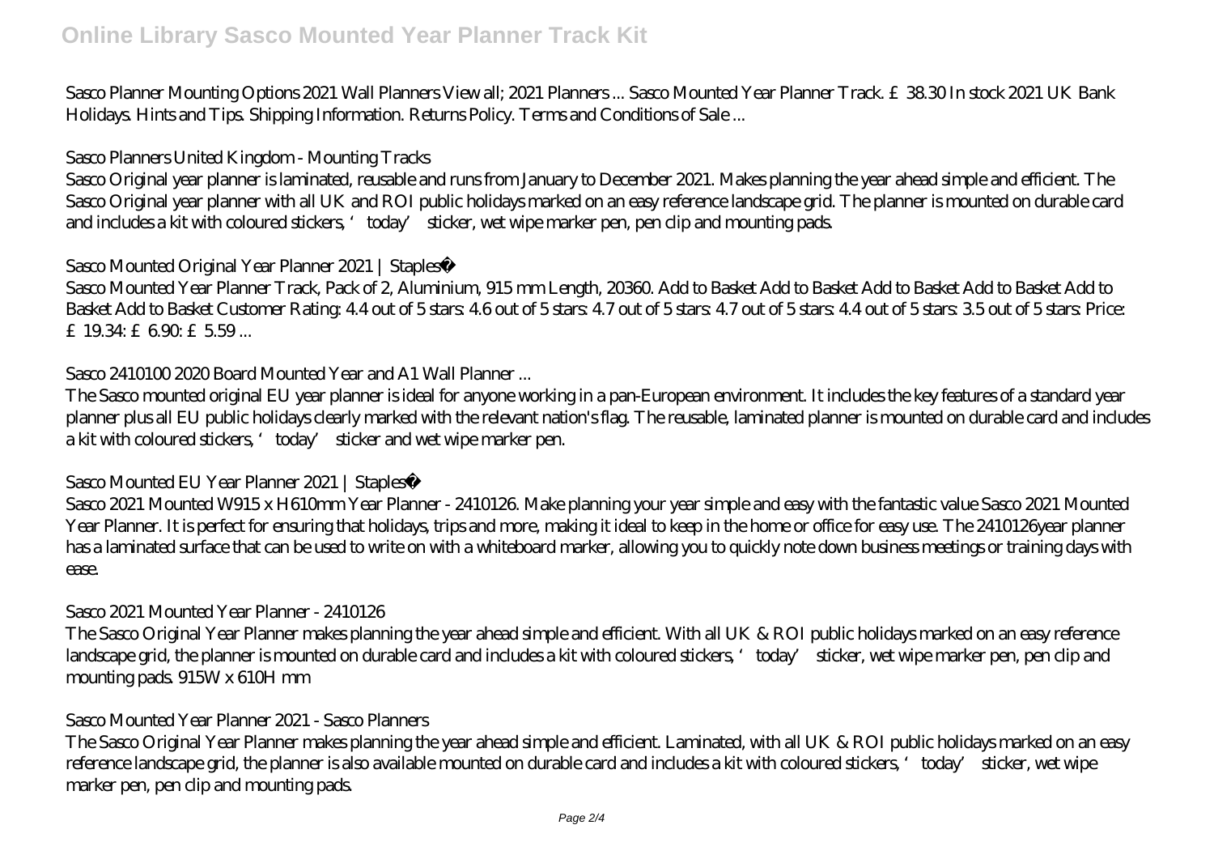Sasco Planner Mounting Options 2021 Wall Planners View all; 2021 Planners ... Sasco Mounted Year Planner Track. £38.30 In stock 2021 UK Bank Holidays. Hints and Tips. Shipping Information. Returns Policy. Terms and Conditions of Sale ...

*Sasco Planners United Kingdom - Mounting Tracks*

Sasco Original year planner is laminated, reusable and runs from January to December 2021. Makes planning the year ahead simple and efficient. The Sasco Original year planner with all UK and ROI public holidays marked on an easy reference landscape grid. The planner is mounted on durable card and includes a kit with coloured stickers, 'today' sticker, wet wipe marker pen, pen clip and mounting pads.

*Sasco Mounted Original Year Planner 2021 | Staples®*

Sasco Mounted Year Planner Track, Pack of 2, Aluminium, 915 mm Length, 20360. Add to Basket Add to Basket Add to Basket Add to Basket Add to Basket Add to Basket Customer Rating: 4.4 out of 5 stars: 4.6 out of 5 stars: 4.7 out of 5 stars: 4.7 out of 5 stars: 4.4 out of 5 stars: 3.5 out of 5 stars: Price: £19.34: £6.90: £5.59 ...

*Sasco 2410100 2020 Board Mounted Year and A1 Wall Planner ...*

The Sasco mounted original EU year planner is ideal for anyone working in a pan-European environment. It includes the key features of a standard year planner plus all EU public holidays clearly marked with the relevant nation's flag. The reusable, laminated planner is mounted on durable card and includes a kit with coloured stickers, 'today' sticker and wet wipe marker pen.

*Sasco Mounted EU Year Planner 2021 | Staples®*

Sasco 2021 Mounted W915 x H610mm Year Planner - 2410126. Make planning your year simple and easy with the fantastic value Sasco 2021 Mounted Year Planner. It is perfect for ensuring that holidays, trips and more, making it ideal to keep in the home or office for easy use. The 2410126year planner has a laminated surface that can be used to write on with a whiteboard marker, allowing you to quickly note down business meetings or training days with ease.

*Sasco 2021 Mounted Year Planner - 2410126*

The Sasco Original Year Planner makes planning the year ahead simple and efficient. With all UK & ROI public holidays marked on an easy reference landscape grid, the planner is mounted on durable card and includes a kit with coloured stickers, 'today' sticker, wet wipe marker pen, pen clip and mounting pads. 915W x 610H mm

*Sasco Mounted Year Planner 2021 - Sasco Planners*

The Sasco Original Year Planner makes planning the year ahead simple and efficient. Laminated, with all UK & ROI public holidays marked on an easy reference landscape grid, the planner is also available mounted on durable card and includes a kit with coloured stickers, 'today' sticker, wet wipe marker pen, pen clip and mounting pads.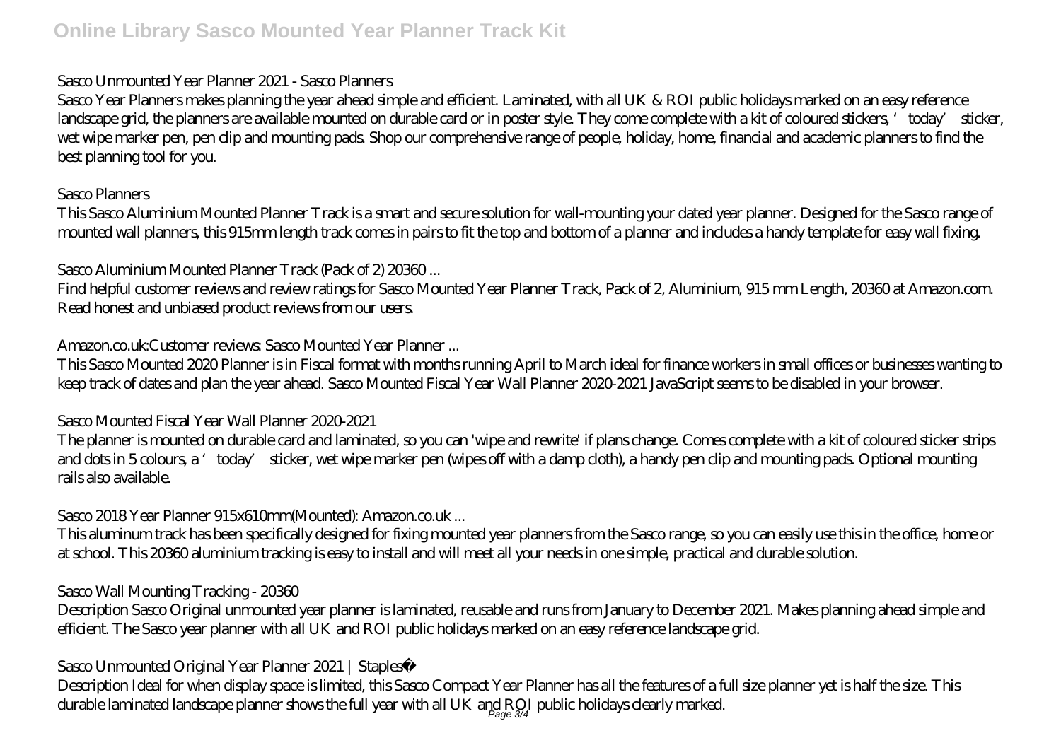## Sasco Unmounted Year Planner 2021 - Sasco Planners

Sasco Year Planners makes planning the year ahead simple and efficient. Laminated, with all UK & ROI public holidays marked on an easy reference landscape grid, the planners are available mounted on durable card or in poster style. They come complete with a kit of coloured stickers, 'today' sticker, wet wipe marker pen, pen clip and mounting pads. Shop our comprehensive range of people, holiday, home, financial and academic planners to find the best planning tool for you.

## Sasco Planners

This Sasco Aluminium Mounted Planner Track is a smart and secure solution for wall-mounting your dated year planner. Designed for the Sasco range of mounted wall planners, this 915mm length track comes in pairs to fit the top and bottom of a planner and includes a handy template for easy wall fixing.

## Sasco Aluminium Mounted Planner Track (Pack of 2) 20360 ...

Find helpful customer reviews and review ratings for Sasco Mounted Year Planner Track, Pack of 2, Aluminium, 915 mm Length, 20360 at Amazon.com. Read honest and unbiased product reviews from our users.

## Amazon.co.uk:Customer reviews: Sasco Mounted Year Planner ...

This Sasco Mounted 2020 Planner is in Fiscal format with months running April to March ideal for finance workers in small offices or businesses wanting to keep track of dates and plan the year ahead. Sasco Mounted Fiscal Year Wall Planner 2020-2021 JavaScript seems to be disabled in your browser.

## Sasco Mounted Fiscal Year Wall Planner 2020-2021

The planner is mounted on durable card and laminated, so you can 'wipe and rewrite' if plans change. Comes complete with a kit of coloured sticker strips and dots in 5 colours, a 'today' sticker, wet wipe marker pen (wipes off with a damp cloth), a handy pen clip and mounting pads. Optional mounting rails also available.

## Sasco 2018 Year Planner 915x610mm(Mounted): Amazon.co.uk ...

This aluminum track has been specifically designed for fixing mounted year planners from the Sasco range, so you can easily use this in the office, home or at school. This 20360 aluminium tracking is easy to install and will meet all your needs in one simple, practical and durable solution.

## Sasco Wall Mounting Tracking - 20360

Description Sasco Original unmounted year planner is laminated, reusable and runs from January to December 2021. Makes planning ahead simple and efficient. The Sasco year planner with all UK and ROI public holidays marked on an easy reference landscape grid.

## Sasco Unmounted Original Year Planner 2021 | Staples®

Description Ideal for when display space is limited, this Sasco Compact Year Planner has all the features of a full size planner yet is half the size. This durable laminated landscape planner shows the full year with all UK and ROI public holidays clearly marked.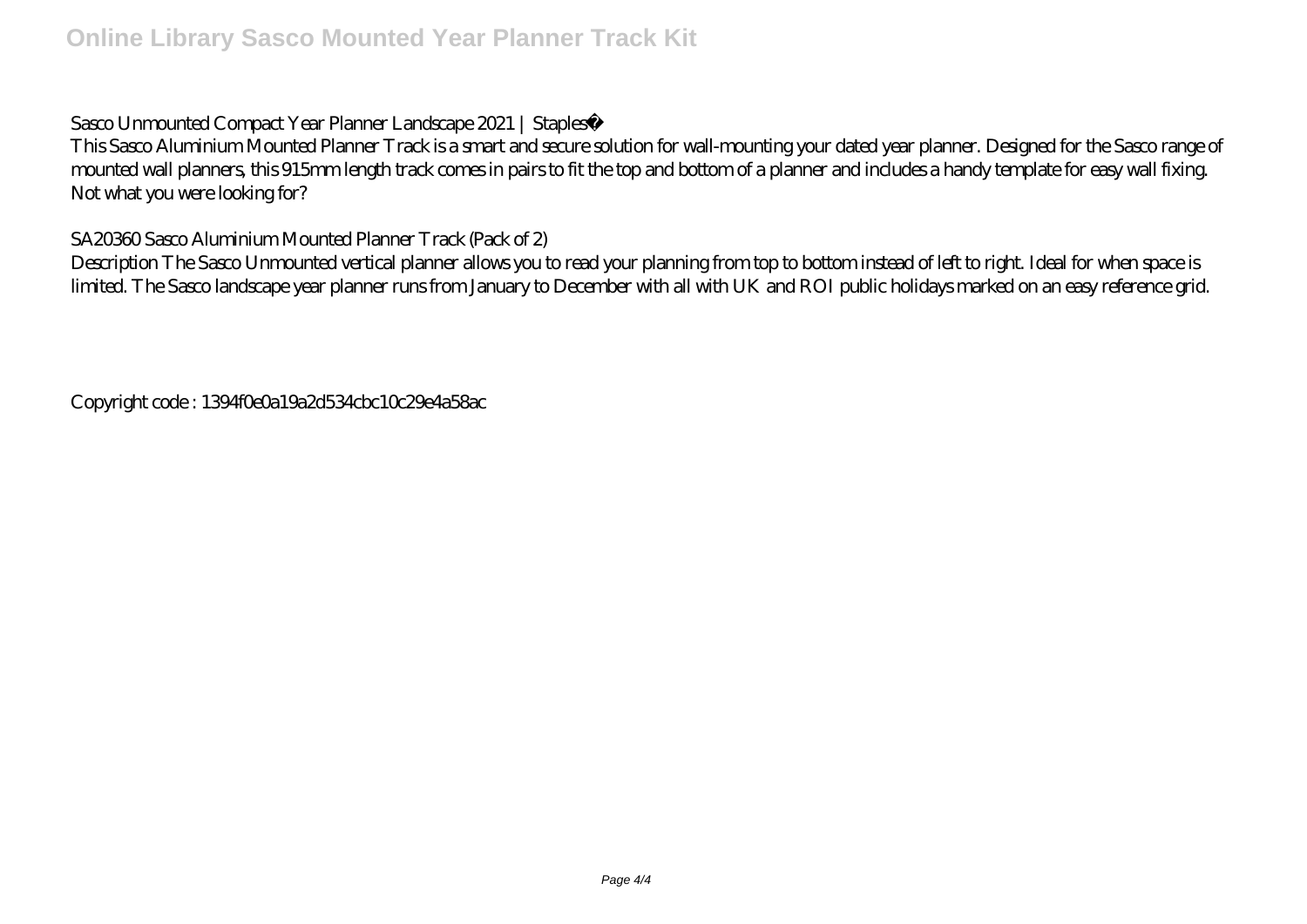Sasco Unmounted Compact Year Planner Landscape 2021 | Staples�

This Sasco Aluminium Mounted Planner Track is a smart and secure solution for wall-mounting your dated year planner. Designed for the Sasco range of mounted wall planners, this 915mm length track comes in pairs to fit the top and bottom of a planner and includes a handy template for easy wall fixing. Not what you were looking for?

SA20360 Sasco Aluminium Mounted Planner Track (Pack of 2)

Description The Sasco Unmounted vertical planner allows you to read your planning from top to bottom instead of left to right. Ideal for when space is limited. The Sasco landscape year planner runs from January to December with all with UK and ROI public holidays marked on an easy reference grid.

Copyright code : 1394f0e0a19a2d534cbc10c29e4a58ac